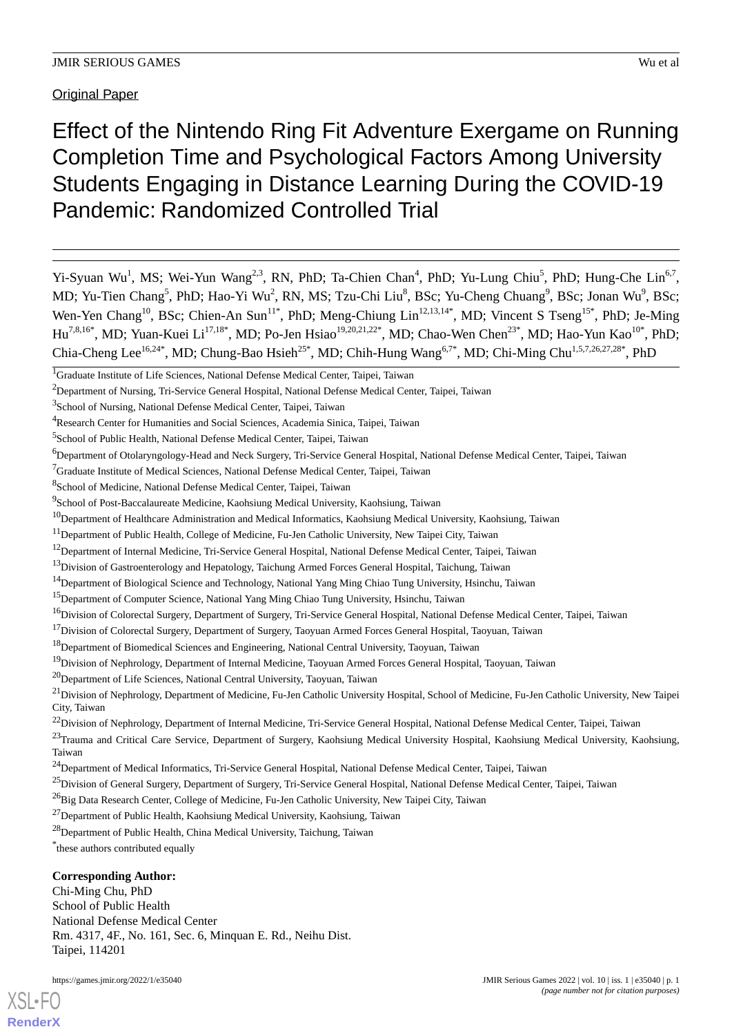Original Paper

# Effect of the Nintendo Ring Fit Adventure Exergame on Running Completion Time and Psychological Factors Among University Students Engaging in Distance Learning During the COVID-19 Pandemic: Randomized Controlled Trial

Yi-Syuan Wu[1], MS; Wei-Yun Wang[2,3], RN, PhD; Ta-Chien Chan[4], PhD; Yu-Lung Chiu[5], PhD; Hung-Che Lin[6,7], MD; Yu-Tien Chang[5], PhD; Hao-Yi Wu[2], RN, MS; Tzu-Chi Liu[8], BSc; Yu-Cheng Chuang[9], BSc; Jonan Wu[9], BSc; Wen-Yen Chang[10], BSc; Chien-An Sun[11*], PhD; Meng-Chiung Lin[12,13,14*], MD; Vincent S Tseng[15*], PhD; Je-Ming Hu[7,8,16*], MD; Yuan-Kuei Li[17,18*], MD; Po-Jen Hsiao[19,20,21,22*], MD; Chao-Wen Chen[23*], MD; Hao-Yun Kao[10*], PhD; Chia-Cheng Lee[16,24*], MD; Chung-Bao Hsieh[25*], MD; Chih-Hung Wang[6,7*], MD; Chi-Ming Chu[1,5,7,26,27,28*], PhD

[1]Graduate Institute of Life Sciences, National Defense Medical Center, Taipei, Taiwan

[2]Department of Nursing, Tri-Service General Hospital, National Defense Medical Center, Taipei, Taiwan

[3]School of Nursing, National Defense Medical Center, Taipei, Taiwan

[4]Research Center for Humanities and Social Sciences, Academia Sinica, Taipei, Taiwan

[5]School of Public Health, National Defense Medical Center, Taipei, Taiwan

[6]Department of Otolaryngology-Head and Neck Surgery, Tri-Service General Hospital, National Defense Medical Center, Taipei, Taiwan

[7]Graduate Institute of Medical Sciences, National Defense Medical Center, Taipei, Taiwan

[8]School of Medicine, National Defense Medical Center, Taipei, Taiwan

[9]School of Post-Baccalaureate Medicine, Kaohsiung Medical University, Kaohsiung, Taiwan

[10]Department of Healthcare Administration and Medical Informatics, Kaohsiung Medical University, Kaohsiung, Taiwan

[11]Department of Public Health, College of Medicine, Fu-Jen Catholic University, New Taipei City, Taiwan

[12]Department of Internal Medicine, Tri-Service General Hospital, National Defense Medical Center, Taipei, Taiwan

[13]Division of Gastroenterology and Hepatology, Taichung Armed Forces General Hospital, Taichung, Taiwan

[14]Department of Biological Science and Technology, National Yang Ming Chiao Tung University, Hsinchu, Taiwan

[15]Department of Computer Science, National Yang Ming Chiao Tung University, Hsinchu, Taiwan

[16]Division of Colorectal Surgery, Department of Surgery, Tri-Service General Hospital, National Defense Medical Center, Taipei, Taiwan

[17]Division of Colorectal Surgery, Department of Surgery, Taoyuan Armed Forces General Hospital, Taoyuan, Taiwan

[18]Department of Biomedical Sciences and Engineering, National Central University, Taoyuan, Taiwan

[19]Division of Nephrology, Department of Internal Medicine, Taoyuan Armed Forces General Hospital, Taoyuan, Taiwan

[20]Department of Life Sciences, National Central University, Taoyuan, Taiwan

[21]Division of Nephrology, Department of Medicine, Fu-Jen Catholic University Hospital, School of Medicine, Fu-Jen Catholic University, New Taipei City, Taiwan

[22]Division of Nephrology, Department of Internal Medicine, Tri-Service General Hospital, National Defense Medical Center, Taipei, Taiwan

[23]Trauma and Critical Care Service, Department of Surgery, Kaohsiung Medical University Hospital, Kaohsiung Medical University, Kaohsiung, Taiwan

[24]Department of Medical Informatics, Tri-Service General Hospital, National Defense Medical Center, Taipei, Taiwan

[25]Division of General Surgery, Department of Surgery, Tri-Service General Hospital, National Defense Medical Center, Taipei, Taiwan

[26]Big Data Research Center, College of Medicine, Fu-Jen Catholic University, New Taipei City, Taiwan

[27]Department of Public Health, Kaohsiung Medical University, Kaohsiung, Taiwan

[28]Department of Public Health, China Medical University, Taichung, Taiwan

*these authors contributed equally

**Corresponding Author:**
Chi-Ming Chu, PhD
School of Public Health
National Defense Medical Center
Rm. 4317, 4F., No. 161, Sec. 6, Minquan E. Rd., Neihu Dist.
Taipei, 114201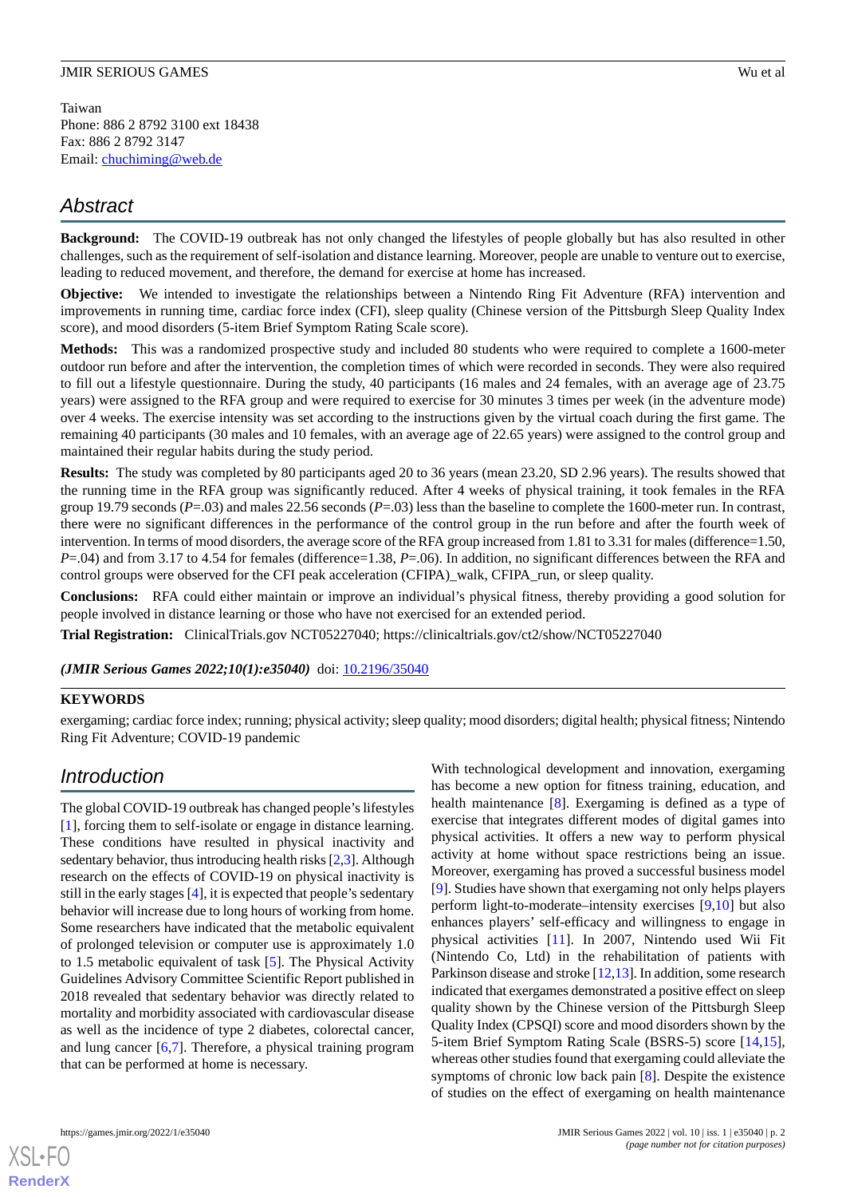Taiwan
Phone: 886 2 8792 3100 ext 18438
Fax: 886 2 8792 3147
Email: chuchiming@web.de

## Abstract

**Background:** The COVID-19 outbreak has not only changed the lifestyles of people globally but has also resulted in other challenges, such as the requirement of self-isolation and distance learning. Moreover, people are unable to venture out to exercise, leading to reduced movement, and therefore, the demand for exercise at home has increased.

**Objective:** We intended to investigate the relationships between a Nintendo Ring Fit Adventure (RFA) intervention and improvements in running time, cardiac force index (CFI), sleep quality (Chinese version of the Pittsburgh Sleep Quality Index score), and mood disorders (5-item Brief Symptom Rating Scale score).

**Methods:** This was a randomized prospective study and included 80 students who were required to complete a 1600-meter outdoor run before and after the intervention, the completion times of which were recorded in seconds. They were also required to fill out a lifestyle questionnaire. During the study, 40 participants (16 males and 24 females, with an average age of 23.75 years) were assigned to the RFA group and were required to exercise for 30 minutes 3 times per week (in the adventure mode) over 4 weeks. The exercise intensity was set according to the instructions given by the virtual coach during the first game. The remaining 40 participants (30 males and 10 females, with an average age of 22.65 years) were assigned to the control group and maintained their regular habits during the study period.

**Results:** The study was completed by 80 participants aged 20 to 36 years (mean 23.20, SD 2.96 years). The results showed that the running time in the RFA group was significantly reduced. After 4 weeks of physical training, it took females in the RFA group 19.79 seconds ($P$=.03) and males 22.56 seconds ($P$=.03) less than the baseline to complete the 1600-meter run. In contrast, there were no significant differences in the performance of the control group in the run before and after the fourth week of intervention. In terms of mood disorders, the average score of the RFA group increased from 1.81 to 3.31 for males (difference=1.50, $P$=.04) and from 3.17 to 4.54 for females (difference=1.38, $P$=.06). In addition, no significant differences between the RFA and control groups were observed for the CFI peak acceleration (CFIPA)_walk, CFIPA_run, or sleep quality.

**Conclusions:** RFA could either maintain or improve an individual's physical fitness, thereby providing a good solution for people involved in distance learning or those who have not exercised for an extended period.

**Trial Registration:** ClinicalTrials.gov NCT05227040; https://clinicaltrials.gov/ct2/show/NCT05227040

***(JMIR Serious Games 2022;10(1):e35040)*** doi: 10.2196/35040

**KEYWORDS**

exergaming; cardiac force index; running; physical activity; sleep quality; mood disorders; digital health; physical fitness; Nintendo Ring Fit Adventure; COVID-19 pandemic

## Introduction

The global COVID-19 outbreak has changed people's lifestyles [1], forcing them to self-isolate or engage in distance learning. These conditions have resulted in physical inactivity and sedentary behavior, thus introducing health risks [2,3]. Although research on the effects of COVID-19 on physical inactivity is still in the early stages [4], it is expected that people's sedentary behavior will increase due to long hours of working from home. Some researchers have indicated that the metabolic equivalent of prolonged television or computer use is approximately 1.0 to 1.5 metabolic equivalent of task [5]. The Physical Activity Guidelines Advisory Committee Scientific Report published in 2018 revealed that sedentary behavior was directly related to mortality and morbidity associated with cardiovascular disease as well as the incidence of type 2 diabetes, colorectal cancer, and lung cancer [6,7]. Therefore, a physical training program that can be performed at home is necessary.

With technological development and innovation, exergaming has become a new option for fitness training, education, and health maintenance [8]. Exergaming is defined as a type of exercise that integrates different modes of digital games into physical activities. It offers a new way to perform physical activity at home without space restrictions being an issue. Moreover, exergaming has proved a successful business model [9]. Studies have shown that exergaming not only helps players perform light-to-moderate–intensity exercises [9,10] but also enhances players' self-efficacy and willingness to engage in physical activities [11]. In 2007, Nintendo used Wii Fit (Nintendo Co, Ltd) in the rehabilitation of patients with Parkinson disease and stroke [12,13]. In addition, some research indicated that exergames demonstrated a positive effect on sleep quality shown by the Chinese version of the Pittsburgh Sleep Quality Index (CPSQI) score and mood disorders shown by the 5-item Brief Symptom Rating Scale (BSRS-5) score [14,15], whereas other studies found that exergaming could alleviate the symptoms of chronic low back pain [8]. Despite the existence of studies on the effect of exergaming on health maintenance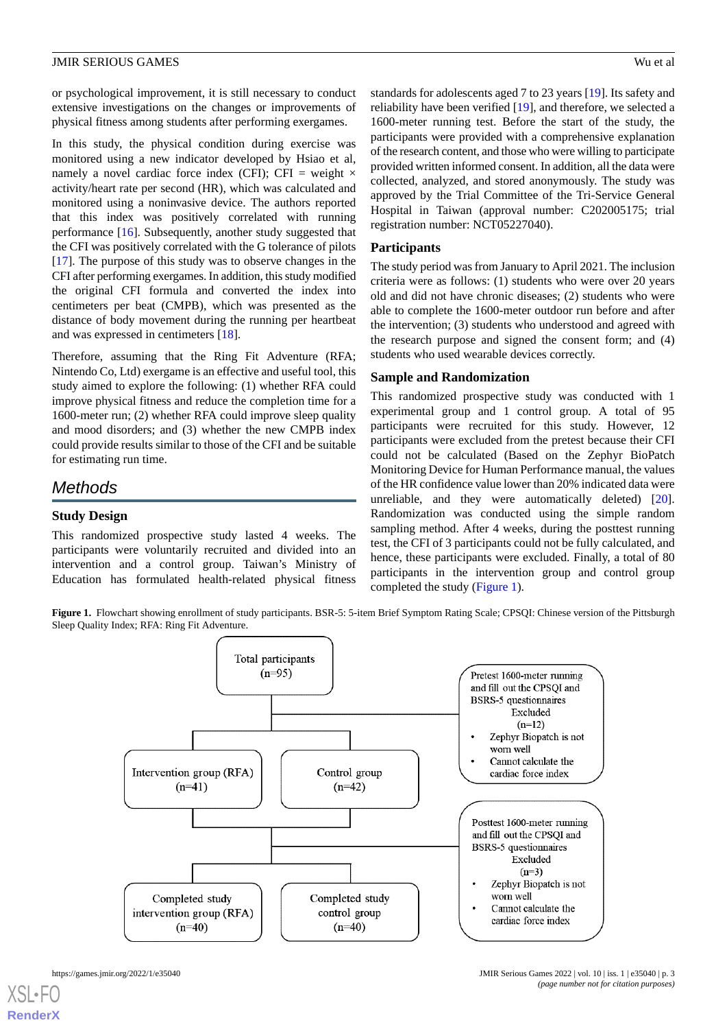or psychological improvement, it is still necessary to conduct extensive investigations on the changes or improvements of physical fitness among students after performing exergames.

In this study, the physical condition during exercise was monitored using a new indicator developed by Hsiao et al, namely a novel cardiac force index (CFI); CFI = weight × activity/heart rate per second (HR), which was calculated and monitored using a noninvasive device. The authors reported that this index was positively correlated with running performance [16]. Subsequently, another study suggested that the CFI was positively correlated with the G tolerance of pilots [17]. The purpose of this study was to observe changes in the CFI after performing exergames. In addition, this study modified the original CFI formula and converted the index into centimeters per beat (CMPB), which was presented as the distance of body movement during the running per heartbeat and was expressed in centimeters [18].

Therefore, assuming that the Ring Fit Adventure (RFA; Nintendo Co, Ltd) exergame is an effective and useful tool, this study aimed to explore the following: (1) whether RFA could improve physical fitness and reduce the completion time for a 1600-meter run; (2) whether RFA could improve sleep quality and mood disorders; and (3) whether the new CMPB index could provide results similar to those of the CFI and be suitable for estimating run time.

# Methods

## Study Design

This randomized prospective study lasted 4 weeks. The participants were voluntarily recruited and divided into an intervention and a control group. Taiwan's Ministry of Education has formulated health-related physical fitness standards for adolescents aged 7 to 23 years [19]. Its safety and reliability have been verified [19], and therefore, we selected a 1600-meter running test. Before the start of the study, the participants were provided with a comprehensive explanation of the research content, and those who were willing to participate provided written informed consent. In addition, all the data were collected, analyzed, and stored anonymously. The study was approved by the Trial Committee of the Tri-Service General Hospital in Taiwan (approval number: C202005175; trial registration number: NCT05227040).

## Participants

The study period was from January to April 2021. The inclusion criteria were as follows: (1) students who were over 20 years old and did not have chronic diseases; (2) students who were able to complete the 1600-meter outdoor run before and after the intervention; (3) students who understood and agreed with the research purpose and signed the consent form; and (4) students who used wearable devices correctly.

## Sample and Randomization

This randomized prospective study was conducted with 1 experimental group and 1 control group. A total of 95 participants were recruited for this study. However, 12 participants were excluded from the pretest because their CFI could not be calculated (Based on the Zephyr BioPatch Monitoring Device for Human Performance manual, the values of the HR confidence value lower than 20% indicated data were unreliable, and they were automatically deleted) [20]. Randomization was conducted using the simple random sampling method. After 4 weeks, during the posttest running test, the CFI of 3 participants could not be fully calculated, and hence, these participants were excluded. Finally, a total of 80 participants in the intervention group and control group completed the study (Figure 1).

**Figure 1.** Flowchart showing enrollment of study participants. BSR-5: 5-item Brief Symptom Rating Scale; CPSQI: Chinese version of the Pittsburgh Sleep Quality Index; RFA: Ring Fit Adventure.

Total participants (n=95)

Pretest 1600-meter running and fill out the CPSQI and BSRS-5 questionnaires
Excluded (n=12)
- Zephyr Biopatch is not worn well
- Cannot calculate the cardiac force index

Intervention group (RFA) (n=41)

Control group (n=42)

Posttest 1600-meter running and fill out the CPSQI and BSRS-5 questionnaires
Excluded (n=3)
- Zephyr Biopatch is not worn well
- Cannot calculate the cardiac force index

Completed study intervention group (RFA) (n=40)

Completed study control group (n=40)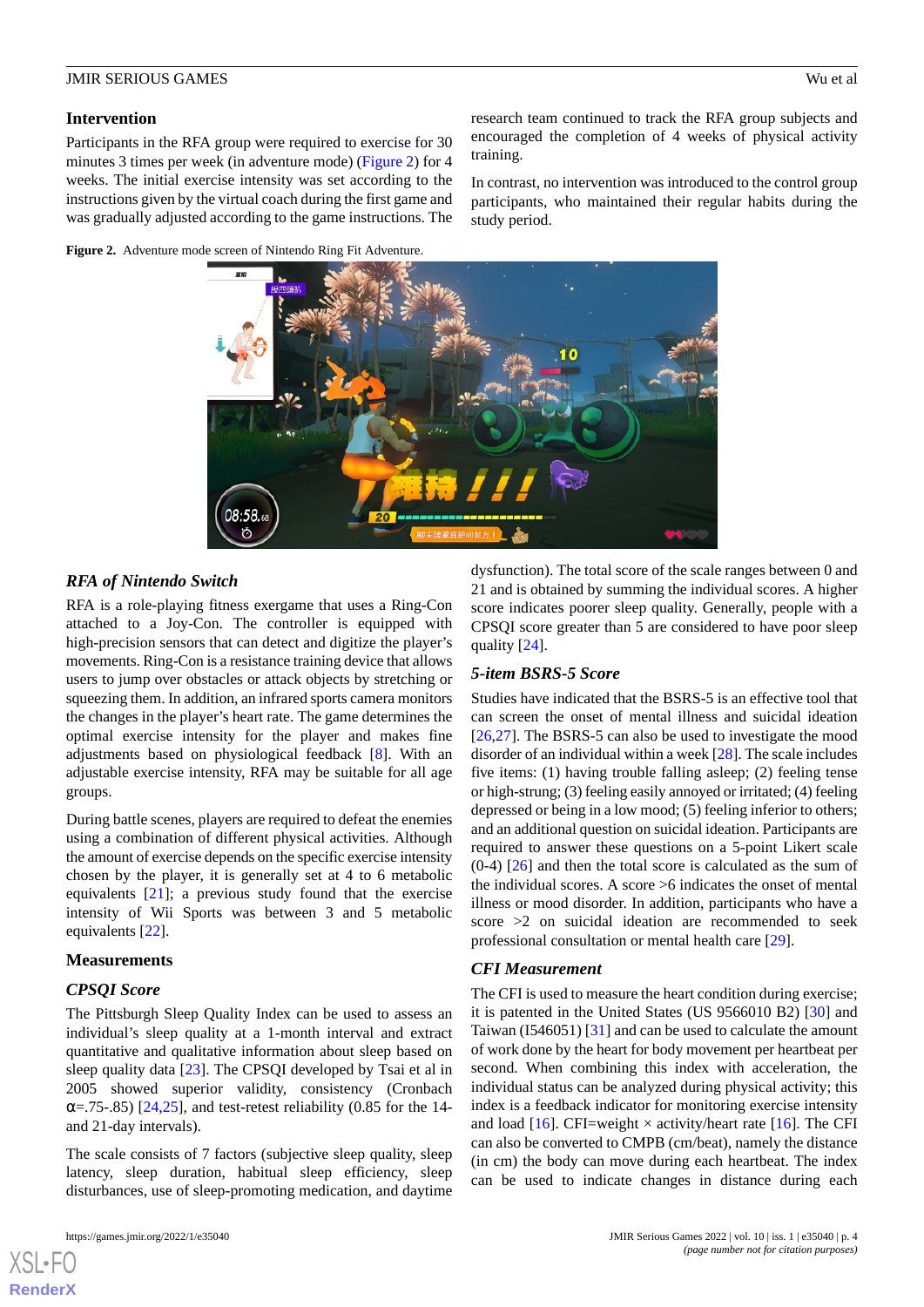### Intervention

Participants in the RFA group were required to exercise for 30 minutes 3 times per week (in adventure mode) (Figure 2) for 4 weeks. The initial exercise intensity was set according to the instructions given by the virtual coach during the first game and was gradually adjusted according to the game instructions. The research team continued to track the RFA group subjects and encouraged the completion of 4 weeks of physical activity training.

In contrast, no intervention was introduced to the control group participants, who maintained their regular habits during the study period.

**Figure 2.** Adventure mode screen of Nintendo Ring Fit Adventure.

### *RFA of Nintendo Switch*

RFA is a role-playing fitness exergame that uses a Ring-Con attached to a Joy-Con. The controller is equipped with high-precision sensors that can detect and digitize the player's movements. Ring-Con is a resistance training device that allows users to jump over obstacles or attack objects by stretching or squeezing them. In addition, an infrared sports camera monitors the changes in the player's heart rate. The game determines the optimal exercise intensity for the player and makes fine adjustments based on physiological feedback [8]. With an adjustable exercise intensity, RFA may be suitable for all age groups.

During battle scenes, players are required to defeat the enemies using a combination of different physical activities. Although the amount of exercise depends on the specific exercise intensity chosen by the player, it is generally set at 4 to 6 metabolic equivalents [21]; a previous study found that the exercise intensity of Wii Sports was between 3 and 5 metabolic equivalents [22].

### Measurements

### *CPSQI Score*

The Pittsburgh Sleep Quality Index can be used to assess an individual's sleep quality at a 1-month interval and extract quantitative and qualitative information about sleep based on sleep quality data [23]. The CPSQI developed by Tsai et al in 2005 showed superior validity, consistency (Cronbach $\alpha$=.75-.85) [24,25], and test-retest reliability (0.85 for the 14- and 21-day intervals).

The scale consists of 7 factors (subjective sleep quality, sleep latency, sleep duration, habitual sleep efficiency, sleep disturbances, use of sleep-promoting medication, and daytime dysfunction). The total score of the scale ranges between 0 and 21 and is obtained by summing the individual scores. A higher score indicates poorer sleep quality. Generally, people with a CPSQI score greater than 5 are considered to have poor sleep quality [24].

### *5-item BSRS-5 Score*

Studies have indicated that the BSRS-5 is an effective tool that can screen the onset of mental illness and suicidal ideation [26,27]. The BSRS-5 can also be used to investigate the mood disorder of an individual within a week [28]. The scale includes five items: (1) having trouble falling asleep; (2) feeling tense or high-strung; (3) feeling easily annoyed or irritated; (4) feeling depressed or being in a low mood; (5) feeling inferior to others; and an additional question on suicidal ideation. Participants are required to answer these questions on a 5-point Likert scale (0-4) [26] and then the total score is calculated as the sum of the individual scores. A score >6 indicates the onset of mental illness or mood disorder. In addition, participants who have a score >2 on suicidal ideation are recommended to seek professional consultation or mental health care [29].

### *CFI Measurement*

The CFI is used to measure the heart condition during exercise; it is patented in the United States (US 9566010 B2) [30] and Taiwan (I546051) [31] and can be used to calculate the amount of work done by the heart for body movement per heartbeat per second. When combining this index with acceleration, the individual status can be analyzed during physical activity; this index is a feedback indicator for monitoring exercise intensity and load [16]. CFI=weight × activity/heart rate [16]. The CFI can also be converted to CMPB (cm/beat), namely the distance (in cm) the body can move during each heartbeat. The index can be used to indicate changes in distance during each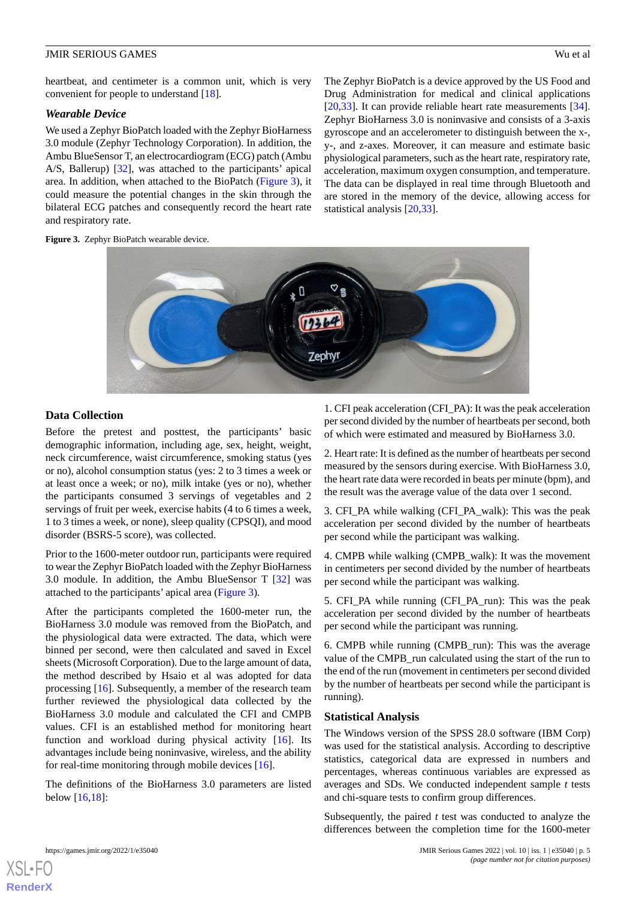heartbeat, and centimeter is a common unit, which is very convenient for people to understand [18].

### *Wearable Device*

We used a Zephyr BioPatch loaded with the Zephyr BioHarness 3.0 module (Zephyr Technology Corporation). In addition, the Ambu BlueSensor T, an electrocardiogram (ECG) patch (Ambu A/S, Ballerup) [32], was attached to the participants' apical area. In addition, when attached to the BioPatch (Figure 3), it could measure the potential changes in the skin through the bilateral ECG patches and consequently record the heart rate and respiratory rate.

The Zephyr BioPatch is a device approved by the US Food and Drug Administration for medical and clinical applications [20,33]. It can provide reliable heart rate measurements [34]. Zephyr BioHarness 3.0 is noninvasive and consists of a 3-axis gyroscope and an accelerometer to distinguish between the x-, y-, and z-axes. Moreover, it can measure and estimate basic physiological parameters, such as the heart rate, respiratory rate, acceleration, maximum oxygen consumption, and temperature. The data can be displayed in real time through Bluetooth and are stored in the memory of the device, allowing access for statistical analysis [20,33].

**Figure 3.** Zephyr BioPatch wearable device.

## Data Collection

Before the pretest and posttest, the participants' basic demographic information, including age, sex, height, weight, neck circumference, waist circumference, smoking status (yes or no), alcohol consumption status (yes: 2 to 3 times a week or at least once a week; or no), milk intake (yes or no), whether the participants consumed 3 servings of vegetables and 2 servings of fruit per week, exercise habits (4 to 6 times a week, 1 to 3 times a week, or none), sleep quality (CPSQI), and mood disorder (BSRS-5 score), was collected.

Prior to the 1600-meter outdoor run, participants were required to wear the Zephyr BioPatch loaded with the Zephyr BioHarness 3.0 module. In addition, the Ambu BlueSensor T [32] was attached to the participants' apical area (Figure 3).

After the participants completed the 1600-meter run, the BioHarness 3.0 module was removed from the BioPatch, and the physiological data were extracted. The data, which were binned per second, were then calculated and saved in Excel sheets (Microsoft Corporation). Due to the large amount of data, the method described by Hsaio et al was adopted for data processing [16]. Subsequently, a member of the research team further reviewed the physiological data collected by the BioHarness 3.0 module and calculated the CFI and CMPB values. CFI is an established method for monitoring heart function and workload during physical activity [16]. Its advantages include being noninvasive, wireless, and the ability for real-time monitoring through mobile devices [16].

The definitions of the BioHarness 3.0 parameters are listed below [16,18]:

1. CFI peak acceleration (CFI_PA): It was the peak acceleration per second divided by the number of heartbeats per second, both of which were estimated and measured by BioHarness 3.0.

2. Heart rate: It is defined as the number of heartbeats per second measured by the sensors during exercise. With BioHarness 3.0, the heart rate data were recorded in beats per minute (bpm), and the result was the average value of the data over 1 second.

3. CFI_PA while walking (CFI_PA_walk): This was the peak acceleration per second divided by the number of heartbeats per second while the participant was walking.

4. CMPB while walking (CMPB_walk): It was the movement in centimeters per second divided by the number of heartbeats per second while the participant was walking.

5. CFI_PA while running (CFI_PA_run): This was the peak acceleration per second divided by the number of heartbeats per second while the participant was running.

6. CMPB while running (CMPB_run): This was the average value of the CMPB_run calculated using the start of the run to the end of the run (movement in centimeters per second divided by the number of heartbeats per second while the participant is running).

## Statistical Analysis

The Windows version of the SPSS 28.0 software (IBM Corp) was used for the statistical analysis. According to descriptive statistics, categorical data are expressed in numbers and percentages, whereas continuous variables are expressed as averages and SDs. We conducted independent sample *t* tests and chi-square tests to confirm group differences.

Subsequently, the paired *t* test was conducted to analyze the differences between the completion time for the 1600-meter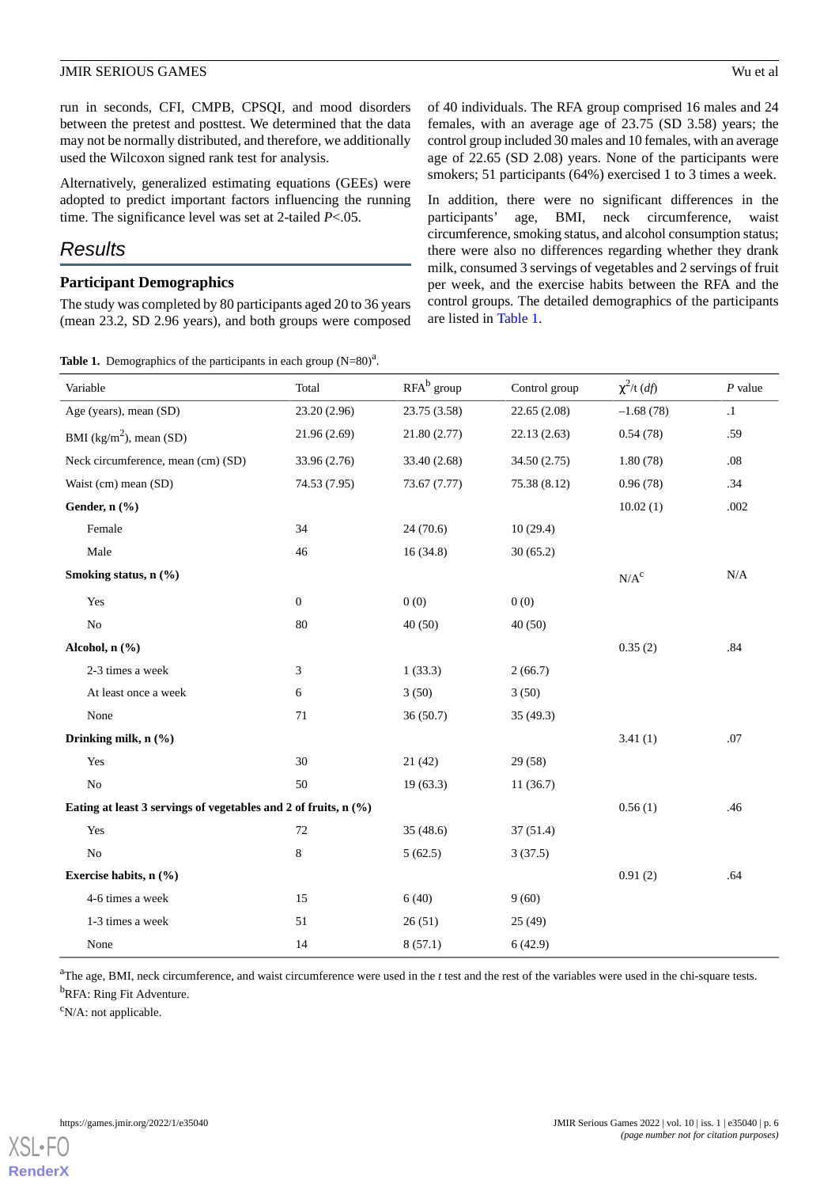run in seconds, CFI, CMPB, CPSQI, and mood disorders between the pretest and posttest. We determined that the data may not be normally distributed, and therefore, we additionally used the Wilcoxon signed rank test for analysis.

Alternatively, generalized estimating equations (GEEs) were adopted to predict important factors influencing the running time. The significance level was set at 2-tailed $P<.05$.

## Results

### Participant Demographics

The study was completed by 80 participants aged 20 to 36 years (mean 23.2, SD 2.96 years), and both groups were composed of 40 individuals. The RFA group comprised 16 males and 24 females, with an average age of 23.75 (SD 3.58) years; the control group included 30 males and 10 females, with an average age of 22.65 (SD 2.08) years. None of the participants were smokers; 51 participants (64%) exercised 1 to 3 times a week.

In addition, there were no significant differences in the participants' age, BMI, neck circumference, waist circumference, smoking status, and alcohol consumption status; there were also no differences regarding whether they drank milk, consumed 3 servings of vegetables and 2 servings of fruit per week, and the exercise habits between the RFA and the control groups. The detailed demographics of the participants are listed in Table 1.

**Table 1.** Demographics of the participants in each group (N=80)[a].

| Variable | Total | RFA[b] group | Control group | $\chi^2$/t (*df*) | *P* value |
|---|---|---|---|---|---|
| Age (years), mean (SD) | 23.20 (2.96) | 23.75 (3.58) | 22.65 (2.08) | –1.68 (78) | .1 |
| BMI (kg/m$^2$), mean (SD) | 21.96 (2.69) | 21.80 (2.77) | 22.13 (2.63) | 0.54 (78) | .59 |
| Neck circumference, mean (cm) (SD) | 33.96 (2.76) | 33.40 (2.68) | 34.50 (2.75) | 1.80 (78) | .08 |
| Waist (cm) mean (SD) | 74.53 (7.95) | 73.67 (7.77) | 75.38 (8.12) | 0.96 (78) | .34 |
| **Gender, n (%)** | | | | 10.02 (1) | .002 |
| Female | 34 | 24 (70.6) | 10 (29.4) | | |
| Male | 46 | 16 (34.8) | 30 (65.2) | | |
| **Smoking status, n (%)** | | | | N/A[c] | N/A |
| Yes | 0 | 0 (0) | 0 (0) | | |
| No | 80 | 40 (50) | 40 (50) | | |
| **Alcohol, n (%)** | | | | 0.35 (2) | .84 |
| 2-3 times a week | 3 | 1 (33.3) | 2 (66.7) | | |
| At least once a week | 6 | 3 (50) | 3 (50) | | |
| None | 71 | 36 (50.7) | 35 (49.3) | | |
| **Drinking milk, n (%)** | | | | 3.41 (1) | .07 |
| Yes | 30 | 21 (42) | 29 (58) | | |
| No | 50 | 19 (63.3) | 11 (36.7) | | |
| **Eating at least 3 servings of vegetables and 2 of fruits, n (%)** | | | | 0.56 (1) | .46 |
| Yes | 72 | 35 (48.6) | 37 (51.4) | | |
| No | 8 | 5 (62.5) | 3 (37.5) | | |
| **Exercise habits, n (%)** | | | | 0.91 (2) | .64 |
| 4-6 times a week | 15 | 6 (40) | 9 (60) | | |
| 1-3 times a week | 51 | 26 (51) | 25 (49) | | |
| None | 14 | 8 (57.1) | 6 (42.9) | | |

[a]The age, BMI, neck circumference, and waist circumference were used in the *t* test and the rest of the variables were used in the chi-square tests.

[b]RFA: Ring Fit Adventure.

[c]N/A: not applicable.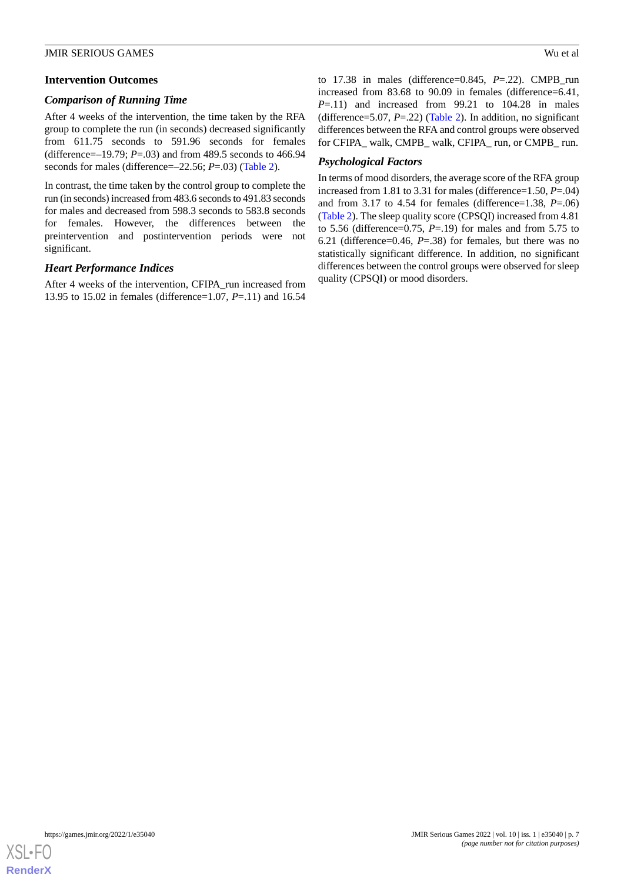## Intervention Outcomes

### Comparison of Running Time

After 4 weeks of the intervention, the time taken by the RFA group to complete the run (in seconds) decreased significantly from 611.75 seconds to 591.96 seconds for females (difference=–19.79; *P*=.03) and from 489.5 seconds to 466.94 seconds for males (difference=–22.56; *P*=.03) (Table 2).

In contrast, the time taken by the control group to complete the run (in seconds) increased from 483.6 seconds to 491.83 seconds for males and decreased from 598.3 seconds to 583.8 seconds for females. However, the differences between the preintervention and postintervention periods were not significant.

### Heart Performance Indices

After 4 weeks of the intervention, CFIPA_run increased from 13.95 to 15.02 in females (difference=1.07, *P*=.11) and 16.54 to 17.38 in males (difference=0.845, *P*=.22). CMPB_run increased from 83.68 to 90.09 in females (difference=6.41, *P*=.11) and increased from 99.21 to 104.28 in males (difference=5.07, *P*=.22) (Table 2). In addition, no significant differences between the RFA and control groups were observed for CFIPA_ walk, CMPB_ walk, CFIPA_ run, or CMPB_ run.

### Psychological Factors

In terms of mood disorders, the average score of the RFA group increased from 1.81 to 3.31 for males (difference=1.50, *P*=.04) and from 3.17 to 4.54 for females (difference=1.38, *P*=.06) (Table 2). The sleep quality score (CPSQI) increased from 4.81 to 5.56 (difference=0.75, *P*=.19) for males and from 5.75 to 6.21 (difference=0.46, *P*=.38) for females, but there was no statistically significant difference. In addition, no significant differences between the control groups were observed for sleep quality (CPSQI) or mood disorders.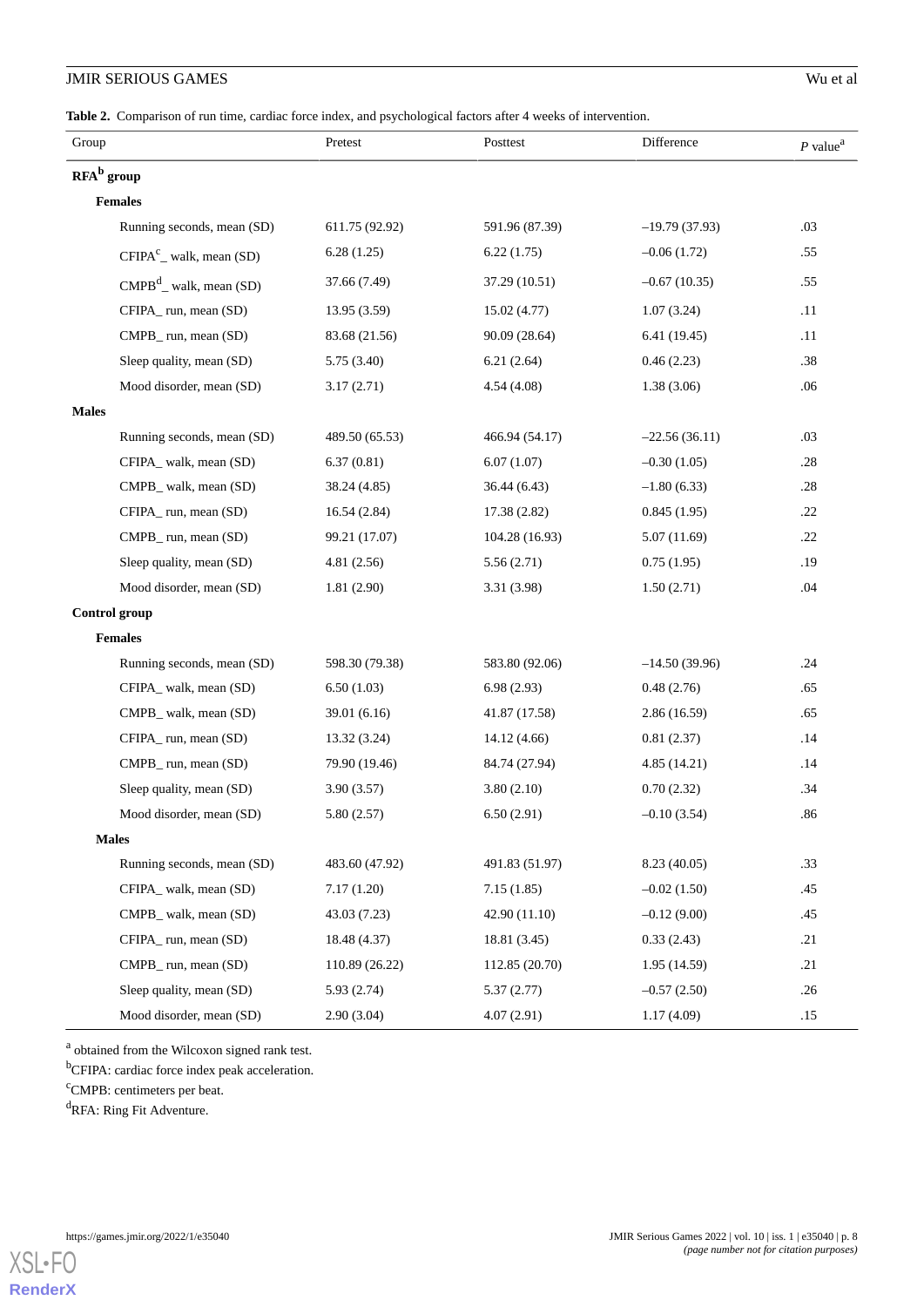**Table 2.** Comparison of run time, cardiac force index, and psychological factors after 4 weeks of intervention.

| Group | Pretest | Posttest | Difference | *P* value[a] |
|---|---|---|---|---|
| **RFA[b] group** | | | | |
| **Females** | | | | |
| Running seconds, mean (SD) | 611.75 (92.92) | 591.96 (87.39) | –19.79 (37.93) | .03 |
| CFIPA[c]_ walk, mean (SD) | 6.28 (1.25) | 6.22 (1.75) | –0.06 (1.72) | .55 |
| CMPB[d]_ walk, mean (SD) | 37.66 (7.49) | 37.29 (10.51) | –0.67 (10.35) | .55 |
| CFIPA_ run, mean (SD) | 13.95 (3.59) | 15.02 (4.77) | 1.07 (3.24) | .11 |
| CMPB_ run, mean (SD) | 83.68 (21.56) | 90.09 (28.64) | 6.41 (19.45) | .11 |
| Sleep quality, mean (SD) | 5.75 (3.40) | 6.21 (2.64) | 0.46 (2.23) | .38 |
| Mood disorder, mean (SD) | 3.17 (2.71) | 4.54 (4.08) | 1.38 (3.06) | .06 |
| **Males** | | | | |
| Running seconds, mean (SD) | 489.50 (65.53) | 466.94 (54.17) | –22.56 (36.11) | .03 |
| CFIPA_ walk, mean (SD) | 6.37 (0.81) | 6.07 (1.07) | –0.30 (1.05) | .28 |
| CMPB_ walk, mean (SD) | 38.24 (4.85) | 36.44 (6.43) | –1.80 (6.33) | .28 |
| CFIPA_ run, mean (SD) | 16.54 (2.84) | 17.38 (2.82) | 0.845 (1.95) | .22 |
| CMPB_ run, mean (SD) | 99.21 (17.07) | 104.28 (16.93) | 5.07 (11.69) | .22 |
| Sleep quality, mean (SD) | 4.81 (2.56) | 5.56 (2.71) | 0.75 (1.95) | .19 |
| Mood disorder, mean (SD) | 1.81 (2.90) | 3.31 (3.98) | 1.50 (2.71) | .04 |
| **Control group** | | | | |
| **Females** | | | | |
| Running seconds, mean (SD) | 598.30 (79.38) | 583.80 (92.06) | –14.50 (39.96) | .24 |
| CFIPA_ walk, mean (SD) | 6.50 (1.03) | 6.98 (2.93) | 0.48 (2.76) | .65 |
| CMPB_ walk, mean (SD) | 39.01 (6.16) | 41.87 (17.58) | 2.86 (16.59) | .65 |
| CFIPA_ run, mean (SD) | 13.32 (3.24) | 14.12 (4.66) | 0.81 (2.37) | .14 |
| CMPB_ run, mean (SD) | 79.90 (19.46) | 84.74 (27.94) | 4.85 (14.21) | .14 |
| Sleep quality, mean (SD) | 3.90 (3.57) | 3.80 (2.10) | 0.70 (2.32) | .34 |
| Mood disorder, mean (SD) | 5.80 (2.57) | 6.50 (2.91) | –0.10 (3.54) | .86 |
| **Males** | | | | |
| Running seconds, mean (SD) | 483.60 (47.92) | 491.83 (51.97) | 8.23 (40.05) | .33 |
| CFIPA_ walk, mean (SD) | 7.17 (1.20) | 7.15 (1.85) | –0.02 (1.50) | .45 |
| CMPB_ walk, mean (SD) | 43.03 (7.23) | 42.90 (11.10) | –0.12 (9.00) | .45 |
| CFIPA_ run, mean (SD) | 18.48 (4.37) | 18.81 (3.45) | 0.33 (2.43) | .21 |
| CMPB_ run, mean (SD) | 110.89 (26.22) | 112.85 (20.70) | 1.95 (14.59) | .21 |
| Sleep quality, mean (SD) | 5.93 (2.74) | 5.37 (2.77) | –0.57 (2.50) | .26 |
| Mood disorder, mean (SD) | 2.90 (3.04) | 4.07 (2.91) | 1.17 (4.09) | .15 |

[a] obtained from the Wilcoxon signed rank test.

[b]CFIPA: cardiac force index peak acceleration.

[c]CMPB: centimeters per beat.

[d]RFA: Ring Fit Adventure.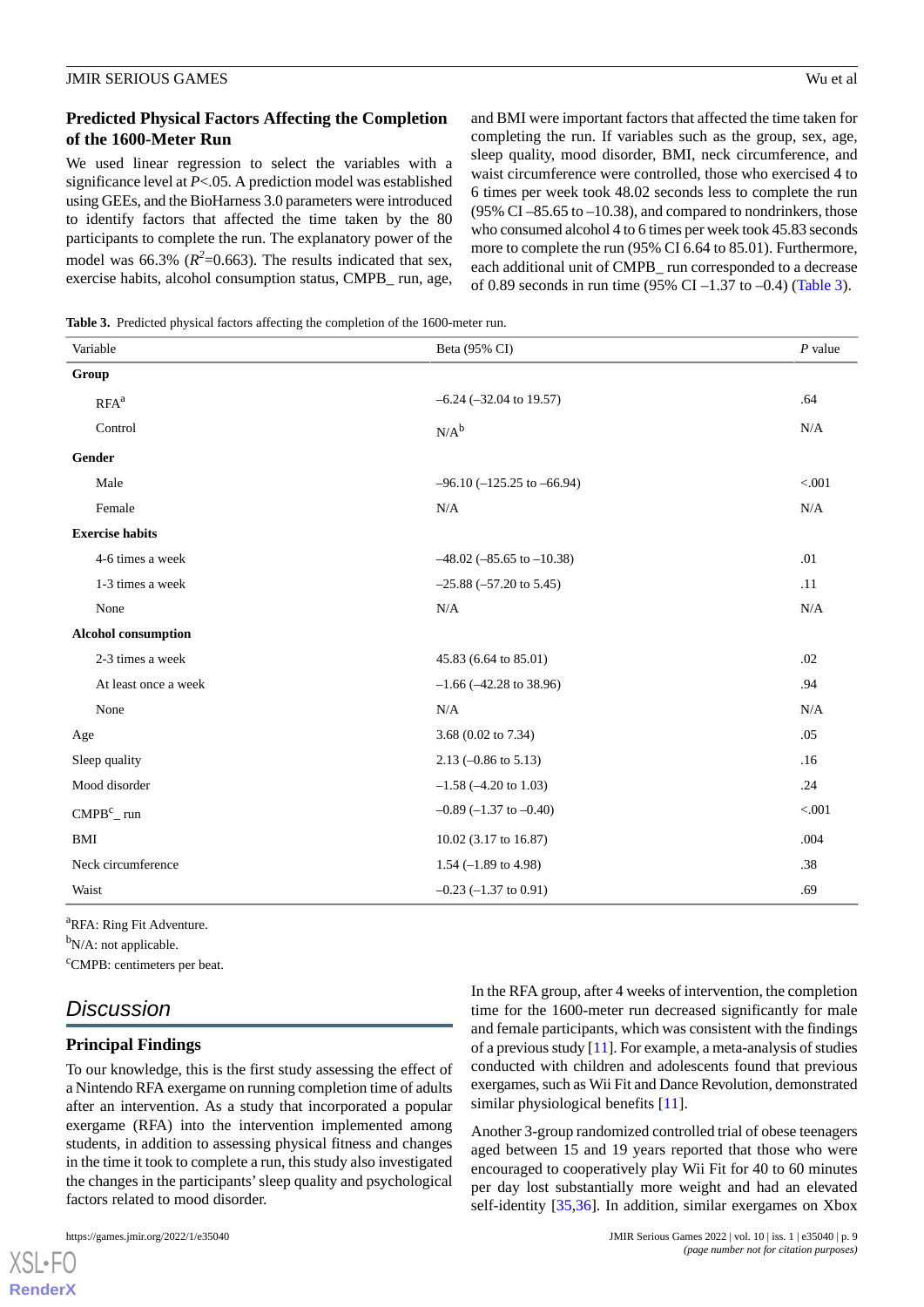### Predicted Physical Factors Affecting the Completion of the 1600-Meter Run

We used linear regression to select the variables with a significance level at *P*<.05. A prediction model was established using GEEs, and the BioHarness 3.0 parameters were introduced to identify factors that affected the time taken by the 80 participants to complete the run. The explanatory power of the model was 66.3% ($R^2$=0.663). The results indicated that sex, exercise habits, alcohol consumption status, CMPB_ run, age, and BMI were important factors that affected the time taken for completing the run. If variables such as the group, sex, age, sleep quality, mood disorder, BMI, neck circumference, and waist circumference were controlled, those who exercised 4 to 6 times per week took 48.02 seconds less to complete the run (95% CI –85.65 to –10.38), and compared to nondrinkers, those who consumed alcohol 4 to 6 times per week took 45.83 seconds more to complete the run (95% CI 6.64 to 85.01). Furthermore, each additional unit of CMPB_ run corresponded to a decrease of 0.89 seconds in run time (95% CI –1.37 to –0.4) (Table 3).

**Table 3.** Predicted physical factors affecting the completion of the 1600-meter run.

| Variable | Beta (95% CI) | *P* value |
|---|---|---|
| **Group** | | |
| RFA[a] | –6.24 (–32.04 to 19.57) | .64 |
| Control | N/A[b] | N/A |
| **Gender** | | |
| Male | –96.10 (–125.25 to –66.94) | <.001 |
| Female | N/A | N/A |
| **Exercise habits** | | |
| 4-6 times a week | –48.02 (–85.65 to –10.38) | .01 |
| 1-3 times a week | –25.88 (–57.20 to 5.45) | .11 |
| None | N/A | N/A |
| **Alcohol consumption** | | |
| 2-3 times a week | 45.83 (6.64 to 85.01) | .02 |
| At least once a week | –1.66 (–42.28 to 38.96) | .94 |
| None | N/A | N/A |
| Age | 3.68 (0.02 to 7.34) | .05 |
| Sleep quality | 2.13 (–0.86 to 5.13) | .16 |
| Mood disorder | –1.58 (–4.20 to 1.03) | .24 |
| CMPB[c]_ run | –0.89 (–1.37 to –0.40) | <.001 |
| BMI | 10.02 (3.17 to 16.87) | .004 |
| Neck circumference | 1.54 (–1.89 to 4.98) | .38 |
| Waist | –0.23 (–1.37 to 0.91) | .69 |

[a]RFA: Ring Fit Adventure.

[b]N/A: not applicable.

[c]CMPB: centimeters per beat.

## Discussion

### Principal Findings

To our knowledge, this is the first study assessing the effect of a Nintendo RFA exergame on running completion time of adults after an intervention. As a study that incorporated a popular exergame (RFA) into the intervention implemented among students, in addition to assessing physical fitness and changes in the time it took to complete a run, this study also investigated the changes in the participants' sleep quality and psychological factors related to mood disorder.

In the RFA group, after 4 weeks of intervention, the completion time for the 1600-meter run decreased significantly for male and female participants, which was consistent with the findings of a previous study [11]. For example, a meta-analysis of studies conducted with children and adolescents found that previous exergames, such as Wii Fit and Dance Revolution, demonstrated similar physiological benefits [11].

Another 3-group randomized controlled trial of obese teenagers aged between 15 and 19 years reported that those who were encouraged to cooperatively play Wii Fit for 40 to 60 minutes per day lost substantially more weight and had an elevated self-identity [35,36]. In addition, similar exergames on Xbox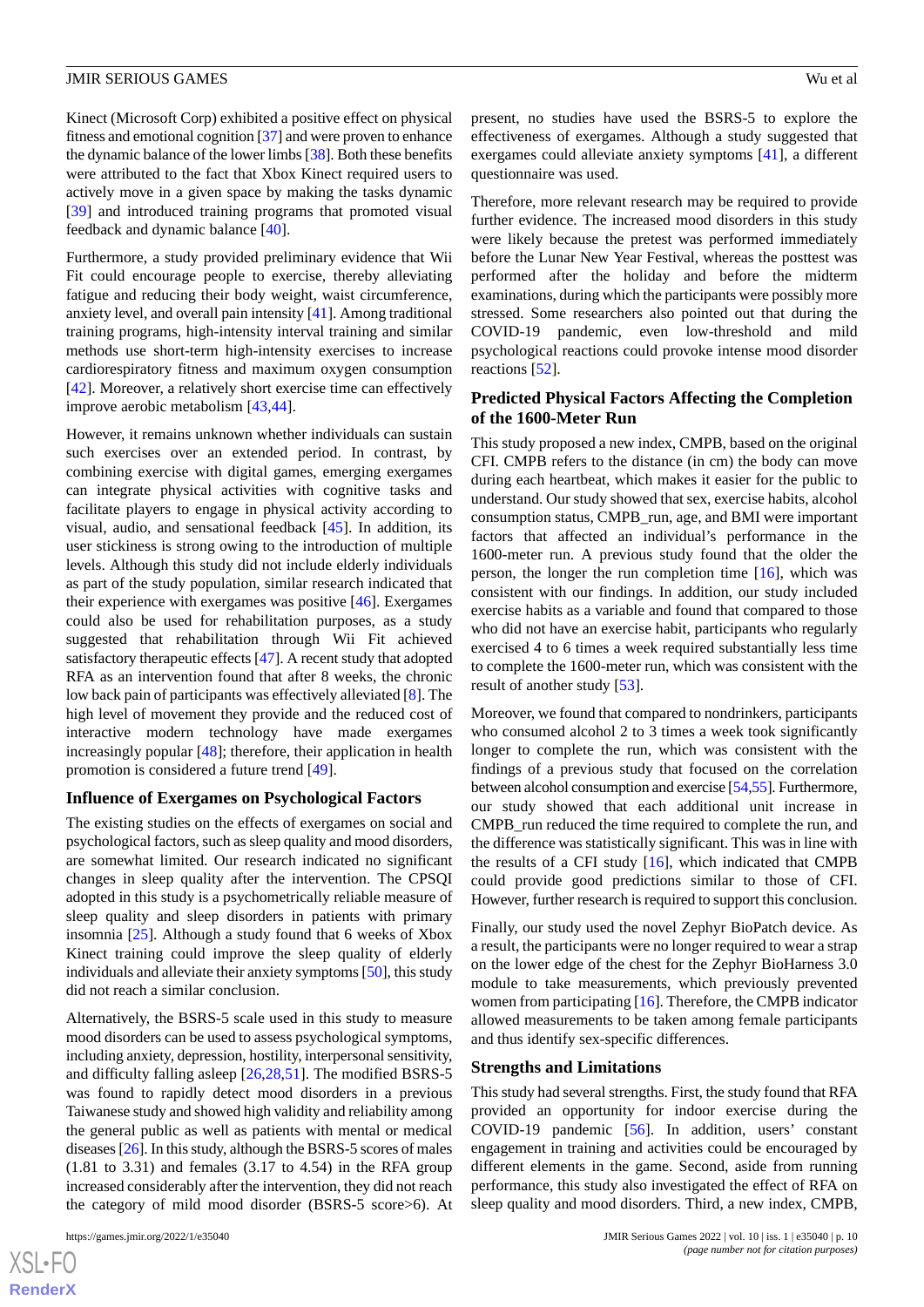Kinect (Microsoft Corp) exhibited a positive effect on physical fitness and emotional cognition [37] and were proven to enhance the dynamic balance of the lower limbs [38]. Both these benefits were attributed to the fact that Xbox Kinect required users to actively move in a given space by making the tasks dynamic [39] and introduced training programs that promoted visual feedback and dynamic balance [40].

Furthermore, a study provided preliminary evidence that Wii Fit could encourage people to exercise, thereby alleviating fatigue and reducing their body weight, waist circumference, anxiety level, and overall pain intensity [41]. Among traditional training programs, high-intensity interval training and similar methods use short-term high-intensity exercises to increase cardiorespiratory fitness and maximum oxygen consumption [42]. Moreover, a relatively short exercise time can effectively improve aerobic metabolism [43,44].

However, it remains unknown whether individuals can sustain such exercises over an extended period. In contrast, by combining exercise with digital games, emerging exergames can integrate physical activities with cognitive tasks and facilitate players to engage in physical activity according to visual, audio, and sensational feedback [45]. In addition, its user stickiness is strong owing to the introduction of multiple levels. Although this study did not include elderly individuals as part of the study population, similar research indicated that their experience with exergames was positive [46]. Exergames could also be used for rehabilitation purposes, as a study suggested that rehabilitation through Wii Fit achieved satisfactory therapeutic effects [47]. A recent study that adopted RFA as an intervention found that after 8 weeks, the chronic low back pain of participants was effectively alleviated [8]. The high level of movement they provide and the reduced cost of interactive modern technology have made exergames increasingly popular [48]; therefore, their application in health promotion is considered a future trend [49].

### Influence of Exergames on Psychological Factors

The existing studies on the effects of exergames on social and psychological factors, such as sleep quality and mood disorders, are somewhat limited. Our research indicated no significant changes in sleep quality after the intervention. The CPSQI adopted in this study is a psychometrically reliable measure of sleep quality and sleep disorders in patients with primary insomnia [25]. Although a study found that 6 weeks of Xbox Kinect training could improve the sleep quality of elderly individuals and alleviate their anxiety symptoms [50], this study did not reach a similar conclusion.

Alternatively, the BSRS-5 scale used in this study to measure mood disorders can be used to assess psychological symptoms, including anxiety, depression, hostility, interpersonal sensitivity, and difficulty falling asleep [26,28,51]. The modified BSRS-5 was found to rapidly detect mood disorders in a previous Taiwanese study and showed high validity and reliability among the general public as well as patients with mental or medical diseases [26]. In this study, although the BSRS-5 scores of males (1.81 to 3.31) and females (3.17 to 4.54) in the RFA group increased considerably after the intervention, they did not reach the category of mild mood disorder (BSRS-5 score>6). At present, no studies have used the BSRS-5 to explore the effectiveness of exergames. Although a study suggested that exergames could alleviate anxiety symptoms [41], a different questionnaire was used.

Therefore, more relevant research may be required to provide further evidence. The increased mood disorders in this study were likely because the pretest was performed immediately before the Lunar New Year Festival, whereas the posttest was performed after the holiday and before the midterm examinations, during which the participants were possibly more stressed. Some researchers also pointed out that during the COVID-19 pandemic, even low-threshold and mild psychological reactions could provoke intense mood disorder reactions [52].

### Predicted Physical Factors Affecting the Completion of the 1600-Meter Run

This study proposed a new index, CMPB, based on the original CFI. CMPB refers to the distance (in cm) the body can move during each heartbeat, which makes it easier for the public to understand. Our study showed that sex, exercise habits, alcohol consumption status, CMPB_run, age, and BMI were important factors that affected an individual's performance in the 1600-meter run. A previous study found that the older the person, the longer the run completion time [16], which was consistent with our findings. In addition, our study included exercise habits as a variable and found that compared to those who did not have an exercise habit, participants who regularly exercised 4 to 6 times a week required substantially less time to complete the 1600-meter run, which was consistent with the result of another study [53].

Moreover, we found that compared to nondrinkers, participants who consumed alcohol 2 to 3 times a week took significantly longer to complete the run, which was consistent with the findings of a previous study that focused on the correlation between alcohol consumption and exercise [54,55]. Furthermore, our study showed that each additional unit increase in CMPB_run reduced the time required to complete the run, and the difference was statistically significant. This was in line with the results of a CFI study [16], which indicated that CMPB could provide good predictions similar to those of CFI. However, further research is required to support this conclusion.

Finally, our study used the novel Zephyr BioPatch device. As a result, the participants were no longer required to wear a strap on the lower edge of the chest for the Zephyr BioHarness 3.0 module to take measurements, which previously prevented women from participating [16]. Therefore, the CMPB indicator allowed measurements to be taken among female participants and thus identify sex-specific differences.

### Strengths and Limitations

This study had several strengths. First, the study found that RFA provided an opportunity for indoor exercise during the COVID-19 pandemic [56]. In addition, users' constant engagement in training and activities could be encouraged by different elements in the game. Second, aside from running performance, this study also investigated the effect of RFA on sleep quality and mood disorders. Third, a new index, CMPB,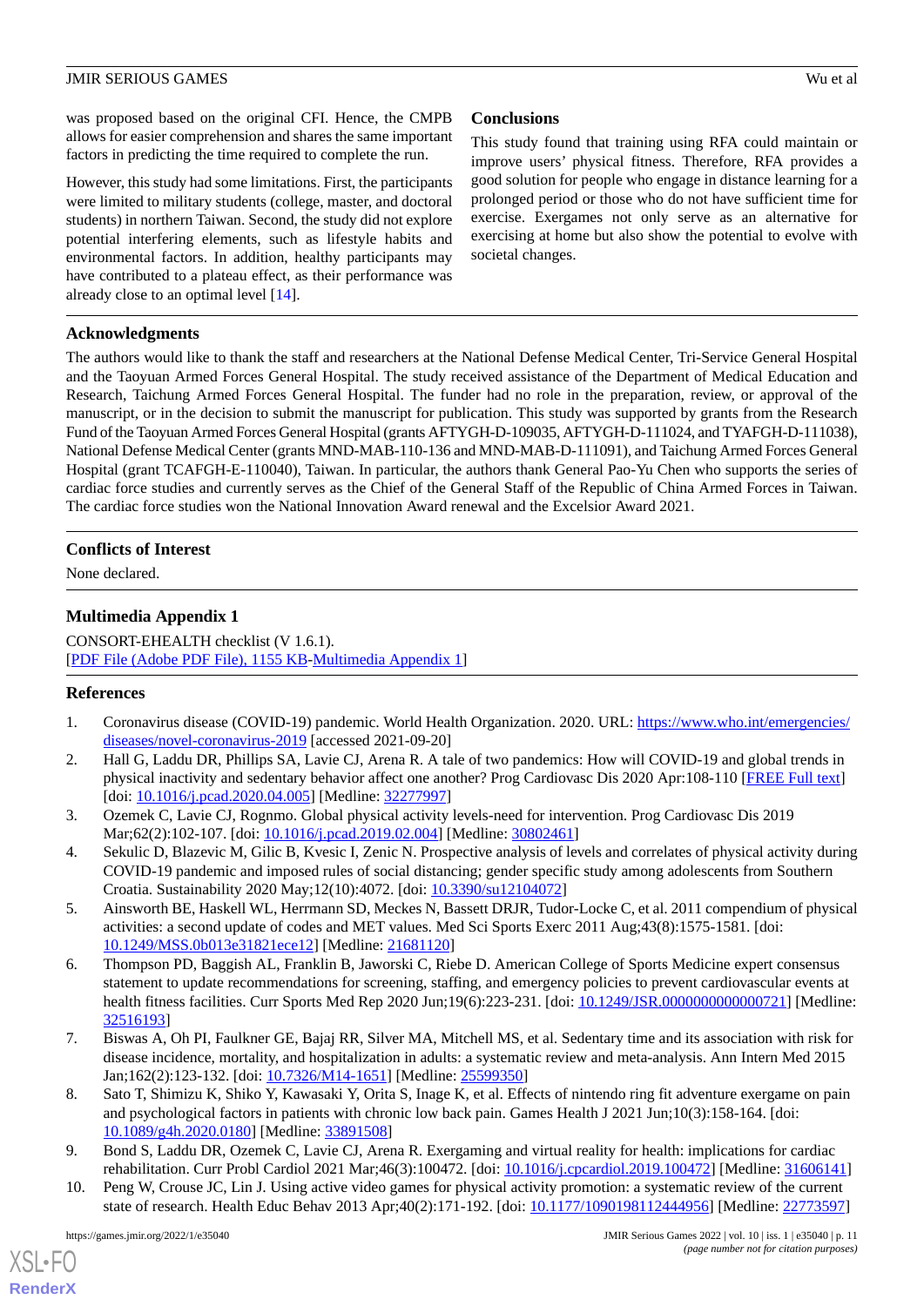was proposed based on the original CFI. Hence, the CMPB allows for easier comprehension and shares the same important factors in predicting the time required to complete the run.

However, this study had some limitations. First, the participants were limited to military students (college, master, and doctoral students) in northern Taiwan. Second, the study did not explore potential interfering elements, such as lifestyle habits and environmental factors. In addition, healthy participants may have contributed to a plateau effect, as their performance was already close to an optimal level [14].

## Conclusions

This study found that training using RFA could maintain or improve users' physical fitness. Therefore, RFA provides a good solution for people who engage in distance learning for a prolonged period or those who do not have sufficient time for exercise. Exergames not only serve as an alternative for exercising at home but also show the potential to evolve with societal changes.

## Acknowledgments

The authors would like to thank the staff and researchers at the National Defense Medical Center, Tri-Service General Hospital and the Taoyuan Armed Forces General Hospital. The study received assistance of the Department of Medical Education and Research, Taichung Armed Forces General Hospital. The funder had no role in the preparation, review, or approval of the manuscript, or in the decision to submit the manuscript for publication. This study was supported by grants from the Research Fund of the Taoyuan Armed Forces General Hospital (grants AFTYGH-D-109035, AFTYGH-D-111024, and TYAFGH-D-111038), National Defense Medical Center (grants MND-MAB-110-136 and MND-MAB-D-111091), and Taichung Armed Forces General Hospital (grant TCAFGH-E-110040), Taiwan. In particular, the authors thank General Pao-Yu Chen who supports the series of cardiac force studies and currently serves as the Chief of the General Staff of the Republic of China Armed Forces in Taiwan. The cardiac force studies won the National Innovation Award renewal and the Excelsior Award 2021.

## Conflicts of Interest

None declared.

## Multimedia Appendix 1

CONSORT-EHEALTH checklist (V 1.6.1).
[PDF File (Adobe PDF File), 1155 KB-Multimedia Appendix 1]

## References

1. Coronavirus disease (COVID-19) pandemic. World Health Organization. 2020. URL: https://www.who.int/emergencies/diseases/novel-coronavirus-2019 [accessed 2021-09-20]
2. Hall G, Laddu DR, Phillips SA, Lavie CJ, Arena R. A tale of two pandemics: How will COVID-19 and global trends in physical inactivity and sedentary behavior affect one another? Prog Cardiovasc Dis 2020 Apr:108-110 [FREE Full text] [doi: 10.1016/j.pcad.2020.04.005] [Medline: 32277997]
3. Ozemek C, Lavie CJ, Rognmo. Global physical activity levels-need for intervention. Prog Cardiovasc Dis 2019 Mar;62(2):102-107. [doi: 10.1016/j.pcad.2019.02.004] [Medline: 30802461]
4. Sekulic D, Blazevic M, Gilic B, Kvesic I, Zenic N. Prospective analysis of levels and correlates of physical activity during COVID-19 pandemic and imposed rules of social distancing; gender specific study among adolescents from Southern Croatia. Sustainability 2020 May;12(10):4072. [doi: 10.3390/su12104072]
5. Ainsworth BE, Haskell WL, Herrmann SD, Meckes N, Bassett DRJR, Tudor-Locke C, et al. 2011 compendium of physical activities: a second update of codes and MET values. Med Sci Sports Exerc 2011 Aug;43(8):1575-1581. [doi: 10.1249/MSS.0b013e31821ece12] [Medline: 21681120]
6. Thompson PD, Baggish AL, Franklin B, Jaworski C, Riebe D. American College of Sports Medicine expert consensus statement to update recommendations for screening, staffing, and emergency policies to prevent cardiovascular events at health fitness facilities. Curr Sports Med Rep 2020 Jun;19(6):223-231. [doi: 10.1249/JSR.0000000000000721] [Medline: 32516193]
7. Biswas A, Oh PI, Faulkner GE, Bajaj RR, Silver MA, Mitchell MS, et al. Sedentary time and its association with risk for disease incidence, mortality, and hospitalization in adults: a systematic review and meta-analysis. Ann Intern Med 2015 Jan;162(2):123-132. [doi: 10.7326/M14-1651] [Medline: 25599350]
8. Sato T, Shimizu K, Shiko Y, Kawasaki Y, Orita S, Inage K, et al. Effects of nintendo ring fit adventure exergame on pain and psychological factors in patients with chronic low back pain. Games Health J 2021 Jun;10(3):158-164. [doi: 10.1089/g4h.2020.0180] [Medline: 33891508]
9. Bond S, Laddu DR, Ozemek C, Lavie CJ, Arena R. Exergaming and virtual reality for health: implications for cardiac rehabilitation. Curr Probl Cardiol 2021 Mar;46(3):100472. [doi: 10.1016/j.cpcardiol.2019.100472] [Medline: 31606141]
10. Peng W, Crouse JC, Lin J. Using active video games for physical activity promotion: a systematic review of the current state of research. Health Educ Behav 2013 Apr;40(2):171-192. [doi: 10.1177/1090198112444956] [Medline: 22773597]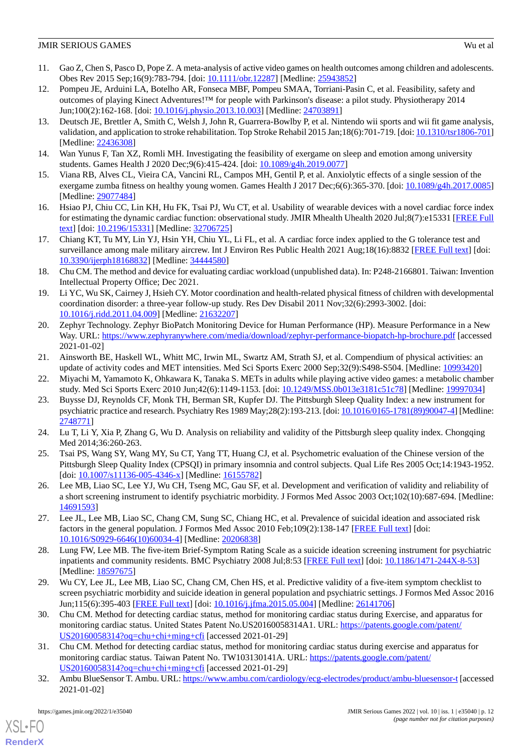11. Gao Z, Chen S, Pasco D, Pope Z. A meta-analysis of active video games on health outcomes among children and adolescents. Obes Rev 2015 Sep;16(9):783-794. [doi: 10.1111/obr.12287] [Medline: 25943852]
12. Pompeu JE, Arduini LA, Botelho AR, Fonseca MBF, Pompeu SMAA, Torriani-Pasin C, et al. Feasibility, safety and outcomes of playing Kinect Adventures!™ for people with Parkinson's disease: a pilot study. Physiotherapy 2014 Jun;100(2):162-168. [doi: 10.1016/j.physio.2013.10.003] [Medline: 24703891]
13. Deutsch JE, Brettler A, Smith C, Welsh J, John R, Guarrera-Bowlby P, et al. Nintendo wii sports and wii fit game analysis, validation, and application to stroke rehabilitation. Top Stroke Rehabil 2015 Jan;18(6):701-719. [doi: 10.1310/tsr1806-701] [Medline: 22436308]
14. Wan Yunus F, Tan XZ, Romli MH. Investigating the feasibility of exergame on sleep and emotion among university students. Games Health J 2020 Dec;9(6):415-424. [doi: 10.1089/g4h.2019.0077]
15. Viana RB, Alves CL, Vieira CA, Vancini RL, Campos MH, Gentil P, et al. Anxiolytic effects of a single session of the exergame zumba fitness on healthy young women. Games Health J 2017 Dec;6(6):365-370. [doi: 10.1089/g4h.2017.0085] [Medline: 29077484]
16. Hsiao PJ, Chiu CC, Lin KH, Hu FK, Tsai PJ, Wu CT, et al. Usability of wearable devices with a novel cardiac force index for estimating the dynamic cardiac function: observational study. JMIR Mhealth Uhealth 2020 Jul;8(7):e15331 [FREE Full text] [doi: 10.2196/15331] [Medline: 32706725]
17. Chiang KT, Tu MY, Lin YJ, Hsin YH, Chiu YL, Li FL, et al. A cardiac force index applied to the G tolerance test and surveillance among male military aircrew. Int J Environ Res Public Health 2021 Aug;18(16):8832 [FREE Full text] [doi: 10.3390/ijerph18168832] [Medline: 34444580]
18. Chu CM. The method and device for evaluating cardiac workload (unpublished data). In: P248-2166801. Taiwan: Invention Intellectual Property Office; Dec 2021.
19. Li YC, Wu SK, Cairney J, Hsieh CY. Motor coordination and health-related physical fitness of children with developmental coordination disorder: a three-year follow-up study. Res Dev Disabil 2011 Nov;32(6):2993-3002. [doi: 10.1016/j.ridd.2011.04.009] [Medline: 21632207]
20. Zephyr Technology. Zephyr BioPatch Monitoring Device for Human Performance (HP). Measure Performance in a New Way. URL: https://www.zephyranywhere.com/media/download/zephyr-performance-biopatch-hp-brochure.pdf [accessed 2021-01-02]
21. Ainsworth BE, Haskell WL, Whitt MC, Irwin ML, Swartz AM, Strath SJ, et al. Compendium of physical activities: an update of activity codes and MET intensities. Med Sci Sports Exerc 2000 Sep;32(9):S498-S504. [Medline: 10993420]
22. Miyachi M, Yamamoto K, Ohkawara K, Tanaka S. METs in adults while playing active video games: a metabolic chamber study. Med Sci Sports Exerc 2010 Jun;42(6):1149-1153. [doi: 10.1249/MSS.0b013e3181c51c78] [Medline: 19997034]
23. Buysse DJ, Reynolds CF, Monk TH, Berman SR, Kupfer DJ. The Pittsburgh Sleep Quality Index: a new instrument for psychiatric practice and research. Psychiatry Res 1989 May;28(2):193-213. [doi: 10.1016/0165-1781(89)90047-4] [Medline: 2748771]
24. Lu T, Li Y, Xia P, Zhang G, Wu D. Analysis on reliability and validity of the Pittsburgh sleep quality index. Chongqing Med 2014;36:260-263.
25. Tsai PS, Wang SY, Wang MY, Su CT, Yang TT, Huang CJ, et al. Psychometric evaluation of the Chinese version of the Pittsburgh Sleep Quality Index (CPSQI) in primary insomnia and control subjects. Qual Life Res 2005 Oct;14:1943-1952. [doi: 10.1007/s11136-005-4346-x] [Medline: 16155782]
26. Lee MB, Liao SC, Lee YJ, Wu CH, Tseng MC, Gau SF, et al. Development and verification of validity and reliability of a short screening instrument to identify psychiatric morbidity. J Formos Med Assoc 2003 Oct;102(10):687-694. [Medline: 14691593]
27. Lee JL, Lee MB, Liao SC, Chang CM, Sung SC, Chiang HC, et al. Prevalence of suicidal ideation and associated risk factors in the general population. J Formos Med Assoc 2010 Feb;109(2):138-147 [FREE Full text] [doi: 10.1016/S0929-6646(10)60034-4] [Medline: 20206838]
28. Lung FW, Lee MB. The five-item Brief-Symptom Rating Scale as a suicide ideation screening instrument for psychiatric inpatients and community residents. BMC Psychiatry 2008 Jul;8:53 [FREE Full text] [doi: 10.1186/1471-244X-8-53] [Medline: 18597675]
29. Wu CY, Lee JL, Lee MB, Liao SC, Chang CM, Chen HS, et al. Predictive validity of a five-item symptom checklist to screen psychiatric morbidity and suicide ideation in general population and psychiatric settings. J Formos Med Assoc 2016 Jun;115(6):395-403 [FREE Full text] [doi: 10.1016/j.jfma.2015.05.004] [Medline: 26141706]
30. Chu CM. Method for detecting cardiac status, method for monitoring cardiac status during Exercise, and apparatus for monitoring cardiac status. United States Patent No.US20160058314A1. URL: https://patents.google.com/patent/US20160058314?oq=chu+chi+ming+cfi [accessed 2021-01-29]
31. Chu CM. Method for detecting cardiac status, method for monitoring cardiac status during exercise and apparatus for monitoring cardiac status. Taiwan Patent No. TW103130141A. URL: https://patents.google.com/patent/US20160058314?oq=chu+chi+ming+cfi [accessed 2021-01-29]
32. Ambu BlueSensor T. Ambu. URL: https://www.ambu.com/cardiology/ecg-electrodes/product/ambu-bluesensor-t [accessed 2021-01-02]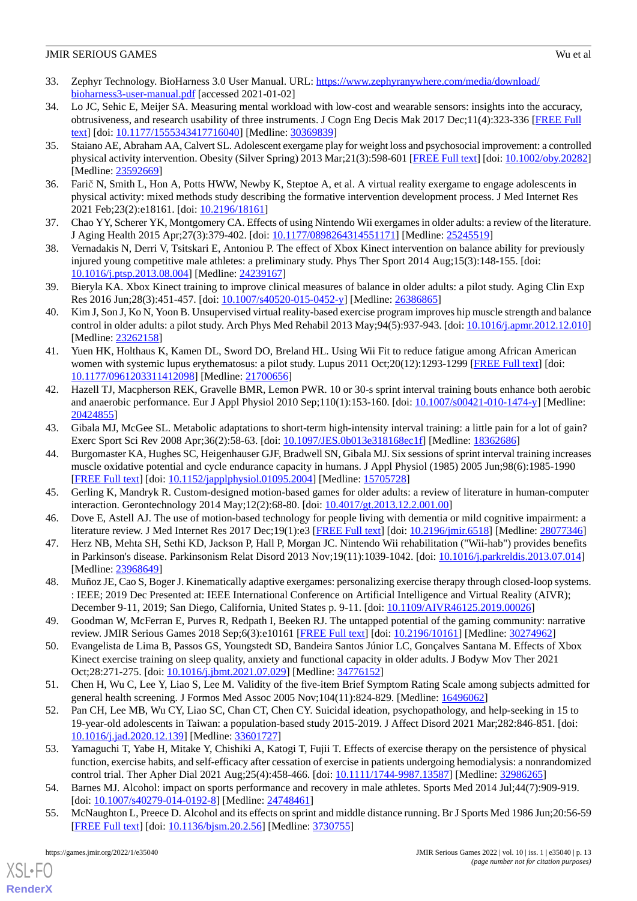33. Zephyr Technology. BioHarness 3.0 User Manual. URL: https://www.zephyranywhere.com/media/download/bioharness3-user-manual.pdf [accessed 2021-01-02]
34. Lo JC, Sehic E, Meijer SA. Measuring mental workload with low-cost and wearable sensors: insights into the accuracy, obtrusiveness, and research usability of three instruments. J Cogn Eng Decis Mak 2017 Dec;11(4):323-336 [FREE Full text] [doi: 10.1177/1555343417716040] [Medline: 30369839]
35. Staiano AE, Abraham AA, Calvert SL. Adolescent exergame play for weight loss and psychosocial improvement: a controlled physical activity intervention. Obesity (Silver Spring) 2013 Mar;21(3):598-601 [FREE Full text] [doi: 10.1002/oby.20282] [Medline: 23592669]
36. Farič N, Smith L, Hon A, Potts HWW, Newby K, Steptoe A, et al. A virtual reality exergame to engage adolescents in physical activity: mixed methods study describing the formative intervention development process. J Med Internet Res 2021 Feb;23(2):e18161. [doi: 10.2196/18161]
37. Chao YY, Scherer YK, Montgomery CA. Effects of using Nintendo Wii exergames in older adults: a review of the literature. J Aging Health 2015 Apr;27(3):379-402. [doi: 10.1177/0898264314551171] [Medline: 25245519]
38. Vernadakis N, Derri V, Tsitskari E, Antoniou P. The effect of Xbox Kinect intervention on balance ability for previously injured young competitive male athletes: a preliminary study. Phys Ther Sport 2014 Aug;15(3):148-155. [doi: 10.1016/j.ptsp.2013.08.004] [Medline: 24239167]
39. Bieryla KA. Xbox Kinect training to improve clinical measures of balance in older adults: a pilot study. Aging Clin Exp Res 2016 Jun;28(3):451-457. [doi: 10.1007/s40520-015-0452-y] [Medline: 26386865]
40. Kim J, Son J, Ko N, Yoon B. Unsupervised virtual reality-based exercise program improves hip muscle strength and balance control in older adults: a pilot study. Arch Phys Med Rehabil 2013 May;94(5):937-943. [doi: 10.1016/j.apmr.2012.12.010] [Medline: 23262158]
41. Yuen HK, Holthaus K, Kamen DL, Sword DO, Breland HL. Using Wii Fit to reduce fatigue among African American women with systemic lupus erythematosus: a pilot study. Lupus 2011 Oct;20(12):1293-1299 [FREE Full text] [doi: 10.1177/0961203311412098] [Medline: 21700656]
42. Hazell TJ, Macpherson REK, Gravelle BMR, Lemon PWR. 10 or 30-s sprint interval training bouts enhance both aerobic and anaerobic performance. Eur J Appl Physiol 2010 Sep;110(1):153-160. [doi: 10.1007/s00421-010-1474-y] [Medline: 20424855]
43. Gibala MJ, McGee SL. Metabolic adaptations to short-term high-intensity interval training: a little pain for a lot of gain? Exerc Sport Sci Rev 2008 Apr;36(2):58-63. [doi: 10.1097/JES.0b013e318168ec1f] [Medline: 18362686]
44. Burgomaster KA, Hughes SC, Heigenhauser GJF, Bradwell SN, Gibala MJ. Six sessions of sprint interval training increases muscle oxidative potential and cycle endurance capacity in humans. J Appl Physiol (1985) 2005 Jun;98(6):1985-1990 [FREE Full text] [doi: 10.1152/japplphysiol.01095.2004] [Medline: 15705728]
45. Gerling K, Mandryk R. Custom-designed motion-based games for older adults: a review of literature in human-computer interaction. Gerontechnology 2014 May;12(2):68-80. [doi: 10.4017/gt.2013.12.2.001.00]
46. Dove E, Astell AJ. The use of motion-based technology for people living with dementia or mild cognitive impairment: a literature review. J Med Internet Res 2017 Dec;19(1):e3 [FREE Full text] [doi: 10.2196/jmir.6518] [Medline: 28077346]
47. Herz NB, Mehta SH, Sethi KD, Jackson P, Hall P, Morgan JC. Nintendo Wii rehabilitation ("Wii-hab") provides benefits in Parkinson's disease. Parkinsonism Relat Disord 2013 Nov;19(11):1039-1042. [doi: 10.1016/j.parkreldis.2013.07.014] [Medline: 23968649]
48. Muñoz JE, Cao S, Boger J. Kinematically adaptive exergames: personalizing exercise therapy through closed-loop systems. : IEEE; 2019 Dec Presented at: IEEE International Conference on Artificial Intelligence and Virtual Reality (AIVR); December 9-11, 2019; San Diego, California, United States p. 9-11. [doi: 10.1109/AIVR46125.2019.00026]
49. Goodman W, McFerran E, Purves R, Redpath I, Beeken RJ. The untapped potential of the gaming community: narrative review. JMIR Serious Games 2018 Sep;6(3):e10161 [FREE Full text] [doi: 10.2196/10161] [Medline: 30274962]
50. Evangelista de Lima B, Passos GS, Youngstedt SD, Bandeira Santos Júnior LC, Gonçalves Santana M. Effects of Xbox Kinect exercise training on sleep quality, anxiety and functional capacity in older adults. J Bodyw Mov Ther 2021 Oct;28:271-275. [doi: 10.1016/j.jbmt.2021.07.029] [Medline: 34776152]
51. Chen H, Wu C, Lee Y, Liao S, Lee M. Validity of the five-item Brief Symptom Rating Scale among subjects admitted for general health screening. J Formos Med Assoc 2005 Nov;104(11):824-829. [Medline: 16496062]
52. Pan CH, Lee MB, Wu CY, Liao SC, Chan CT, Chen CY. Suicidal ideation, psychopathology, and help-seeking in 15 to 19-year-old adolescents in Taiwan: a population-based study 2015-2019. J Affect Disord 2021 Mar;282:846-851. [doi: 10.1016/j.jad.2020.12.139] [Medline: 33601727]
53. Yamaguchi T, Yabe H, Mitake Y, Chishiki A, Katogi T, Fujii T. Effects of exercise therapy on the persistence of physical function, exercise habits, and self-efficacy after cessation of exercise in patients undergoing hemodialysis: a nonrandomized control trial. Ther Apher Dial 2021 Aug;25(4):458-466. [doi: 10.1111/1744-9987.13587] [Medline: 32986265]
54. Barnes MJ. Alcohol: impact on sports performance and recovery in male athletes. Sports Med 2014 Jul;44(7):909-919. [doi: 10.1007/s40279-014-0192-8] [Medline: 24748461]
55. McNaughton L, Preece D. Alcohol and its effects on sprint and middle distance running. Br J Sports Med 1986 Jun;20:56-59 [FREE Full text] [doi: 10.1136/bjsm.20.2.56] [Medline: 3730755]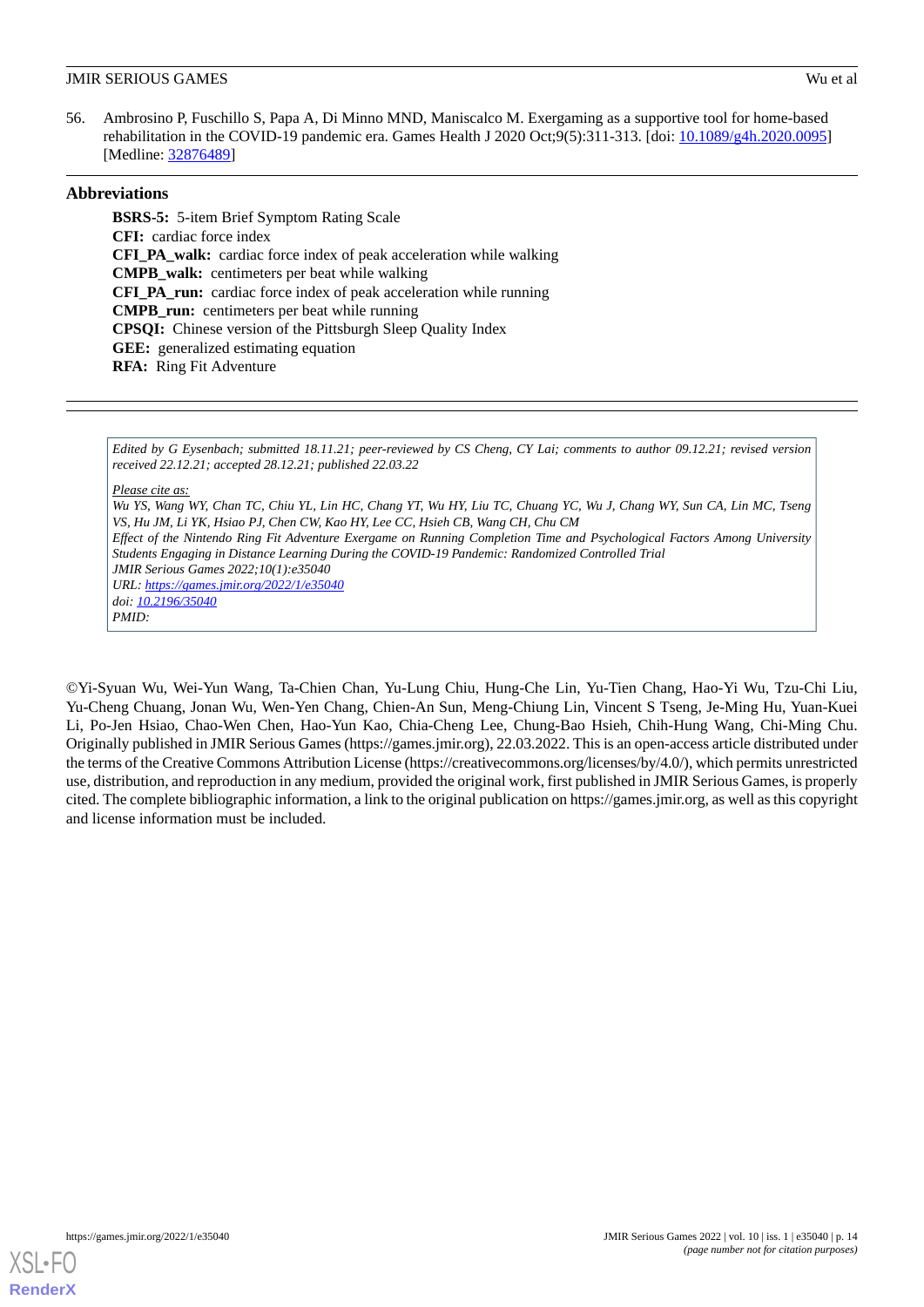56. Ambrosino P, Fuschillo S, Papa A, Di Minno MND, Maniscalco M. Exergaming as a supportive tool for home-based rehabilitation in the COVID-19 pandemic era. Games Health J 2020 Oct;9(5):311-313. [doi: 10.1089/g4h.2020.0095] [Medline: 32876489]

## Abbreviations

**BSRS-5:** 5-item Brief Symptom Rating Scale
**CFI:** cardiac force index
**CFI_PA_walk:** cardiac force index of peak acceleration while walking
**CMPB_walk:** centimeters per beat while walking
**CFI_PA_run:** cardiac force index of peak acceleration while running
**CMPB_run:** centimeters per beat while running
**CPSQI:** Chinese version of the Pittsburgh Sleep Quality Index
**GEE:** generalized estimating equation
**RFA:** Ring Fit Adventure

*Edited by G Eysenbach; submitted 18.11.21; peer-reviewed by CS Cheng, CY Lai; comments to author 09.12.21; revised version received 22.12.21; accepted 28.12.21; published 22.03.22*

*Please cite as:*
*Wu YS, Wang WY, Chan TC, Chiu YL, Lin HC, Chang YT, Wu HY, Liu TC, Chuang YC, Wu J, Chang WY, Sun CA, Lin MC, Tseng VS, Hu JM, Li YK, Hsiao PJ, Chen CW, Kao HY, Lee CC, Hsieh CB, Wang CH, Chu CM*
*Effect of the Nintendo Ring Fit Adventure Exergame on Running Completion Time and Psychological Factors Among University Students Engaging in Distance Learning During the COVID-19 Pandemic: Randomized Controlled Trial*
*JMIR Serious Games 2022;10(1):e35040*
*URL: https://games.jmir.org/2022/1/e35040*
*doi: 10.2196/35040*
*PMID:*

©Yi-Syuan Wu, Wei-Yun Wang, Ta-Chien Chan, Yu-Lung Chiu, Hung-Che Lin, Yu-Tien Chang, Hao-Yi Wu, Tzu-Chi Liu, Yu-Cheng Chuang, Jonan Wu, Wen-Yen Chang, Chien-An Sun, Meng-Chiung Lin, Vincent S Tseng, Je-Ming Hu, Yuan-Kuei Li, Po-Jen Hsiao, Chao-Wen Chen, Hao-Yun Kao, Chia-Cheng Lee, Chung-Bao Hsieh, Chih-Hung Wang, Chi-Ming Chu. Originally published in JMIR Serious Games (https://games.jmir.org), 22.03.2022. This is an open-access article distributed under the terms of the Creative Commons Attribution License (https://creativecommons.org/licenses/by/4.0/), which permits unrestricted use, distribution, and reproduction in any medium, provided the original work, first published in JMIR Serious Games, is properly cited. The complete bibliographic information, a link to the original publication on https://games.jmir.org, as well as this copyright and license information must be included.